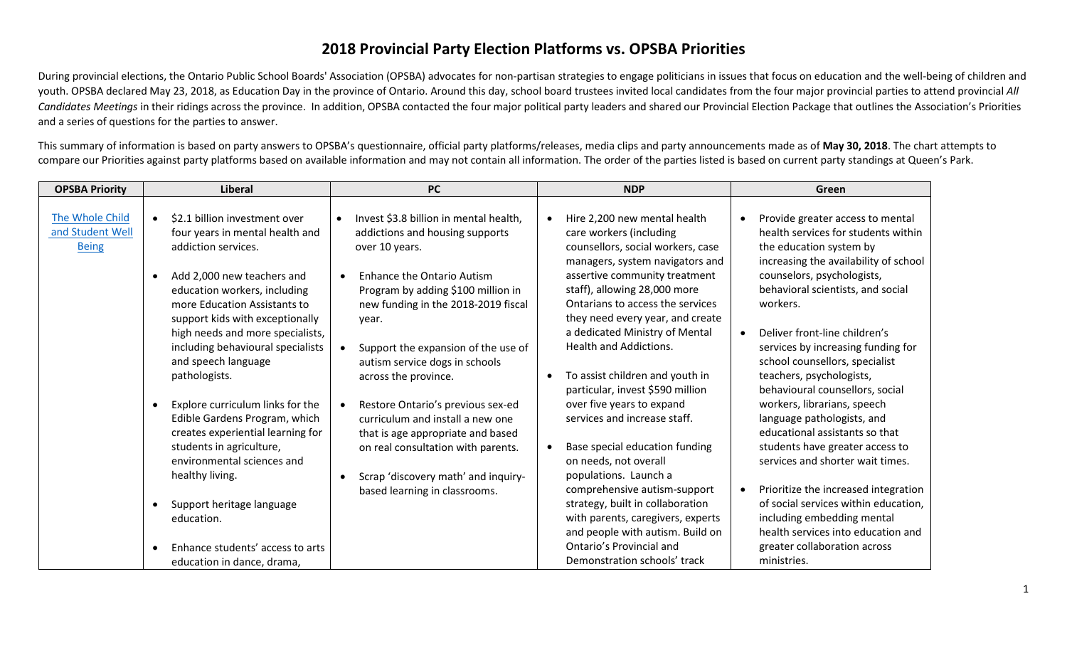# 2018 Provincial Party Election Platforms vs. OPSBA Priorities

During provincial elections, the Ontario Public School Boards' Association (OPSBA) advocates for non-partisan strategies to engage politicians in issues that focus on education and the well-being of children and youth. OPSBA declared May 23, 2018, as Education Day in the province of Ontario. Around this day, school board trustees invited local candidates from the four major provincial parties to attend provincial *All Candidates Meetings* in their ridings across the province. In addition, OPSBA contacted the four major political party leaders and shared our Provincial Election Package that outlines the Association's Priorities and a series of questions for the parties to answer.

This summary of information is based on party answers to OPSBA's questionnaire, official party platforms/releases, media clips and party announcements made as of **May 30, 2018**. The chart attempts to compare our Priorities against party platforms based on available information and may not contain all information. The order of the parties listed is based on current party standings at Queen's Park.

| OPSBA Priority | Liberal | PC | NDP | Green |
|---|---|---|---|---|
| The Whole Child and Student Well Being | • $2.1 billion investment over four years in mental health and addiction services.<br><br>• Add 2,000 new teachers and education workers, including more Education Assistants to support kids with exceptionally high needs and more specialists, including behavioural specialists and speech language pathologists.<br><br>• Explore curriculum links for the Edible Gardens Program, which creates experiential learning for students in agriculture, environmental sciences and healthy living.<br><br>• Support heritage language education.<br><br>• Enhance students' access to arts education in dance, drama, | • Invest $3.8 billion in mental health, addictions and housing supports over 10 years.<br><br>• Enhance the Ontario Autism Program by adding $100 million in new funding in the 2018-2019 fiscal year.<br><br>• Support the expansion of the use of autism service dogs in schools across the province.<br><br>• Restore Ontario's previous sex-ed curriculum and install a new one that is age appropriate and based on real consultation with parents.<br><br>• Scrap 'discovery math' and inquiry-based learning in classrooms. | • Hire 2,200 new mental health care workers (including counsellors, social workers, case managers, system navigators and assertive community treatment staff), allowing 28,000 more Ontarians to access the services they need every year, and create a dedicated Ministry of Mental Health and Addictions.<br><br>• To assist children and youth in particular, invest $590 million over five years to expand services and increase staff.<br><br>• Base special education funding on needs, not overall populations. Launch a comprehensive autism-support strategy, built in collaboration with parents, caregivers, experts and people with autism. Build on Ontario's Provincial and Demonstration schools' track | • Provide greater access to mental health services for students within the education system by increasing the availability of school counselors, psychologists, behavioral scientists, and social workers.<br><br>• Deliver front-line children's services by increasing funding for school counsellors, specialist teachers, psychologists, behavioural counsellors, social workers, librarians, speech language pathologists, and educational assistants so that students have greater access to services and shorter wait times.<br><br>• Prioritize the increased integration of social services within education, including embedding mental health services into education and greater collaboration across ministries. |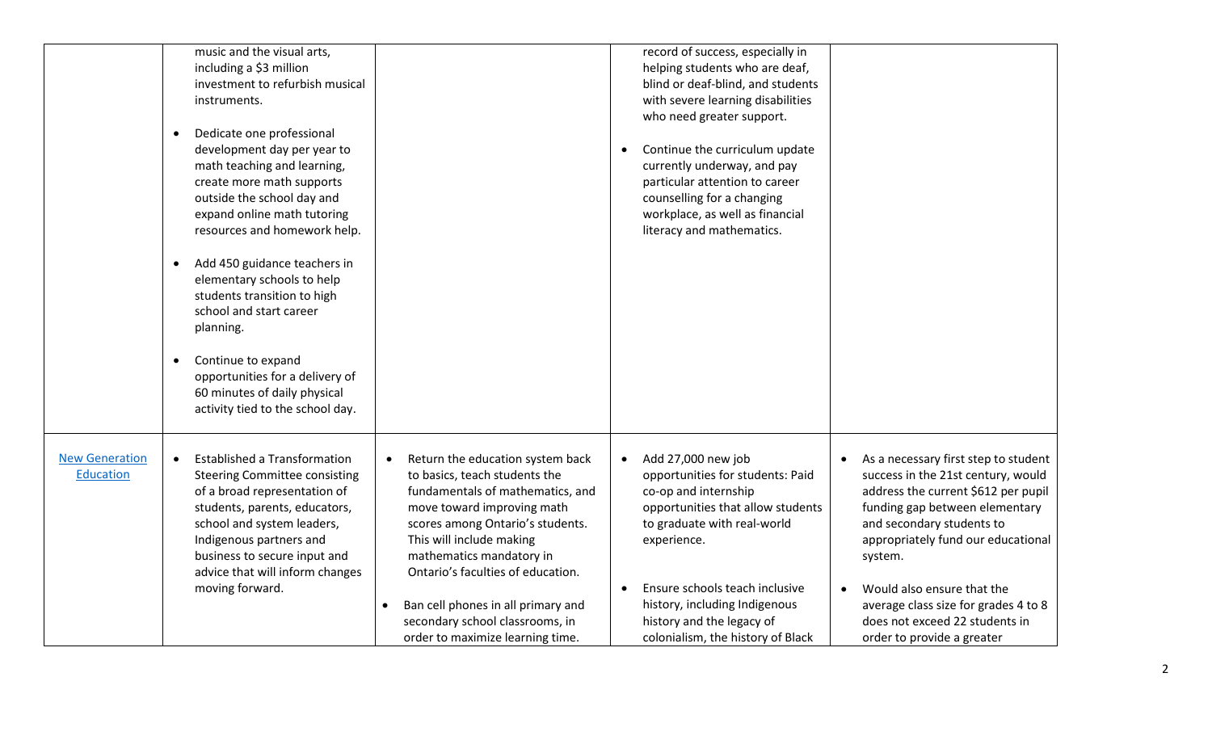| | | | | |
|---|---|---|---|---|
| | music and the visual arts, including a $3 million investment to refurbish musical instruments.<br><br>• Dedicate one professional development day per year to math teaching and learning, create more math supports outside the school day and expand online math tutoring resources and homework help.<br><br>• Add 450 guidance teachers in elementary schools to help students transition to high school and start career planning.<br><br>• Continue to expand opportunities for a delivery of 60 minutes of daily physical activity tied to the school day. | | record of success, especially in helping students who are deaf, blind or deaf-blind, and students with severe learning disabilities who need greater support.<br><br>• Continue the curriculum update currently underway, and pay particular attention to career counselling for a changing workplace, as well as financial literacy and mathematics. | |
| [New Generation Education]() | • Established a Transformation Steering Committee consisting of a broad representation of students, parents, educators, school and system leaders, Indigenous partners and business to secure input and advice that will inform changes moving forward. | • Return the education system back to basics, teach students the fundamentals of mathematics, and move toward improving math scores among Ontario's students. This will include making mathematics mandatory in Ontario's faculties of education.<br><br>• Ban cell phones in all primary and secondary school classrooms, in order to maximize learning time. | • Add 27,000 new job opportunities for students: Paid co-op and internship opportunities that allow students to graduate with real-world experience.<br><br>• Ensure schools teach inclusive history, including Indigenous history and the legacy of colonialism, the history of Black | • As a necessary first step to student success in the 21st century, would address the current $612 per pupil funding gap between elementary and secondary students to appropriately fund our educational system.<br><br>• Would also ensure that the average class size for grades 4 to 8 does not exceed 22 students in order to provide a greater |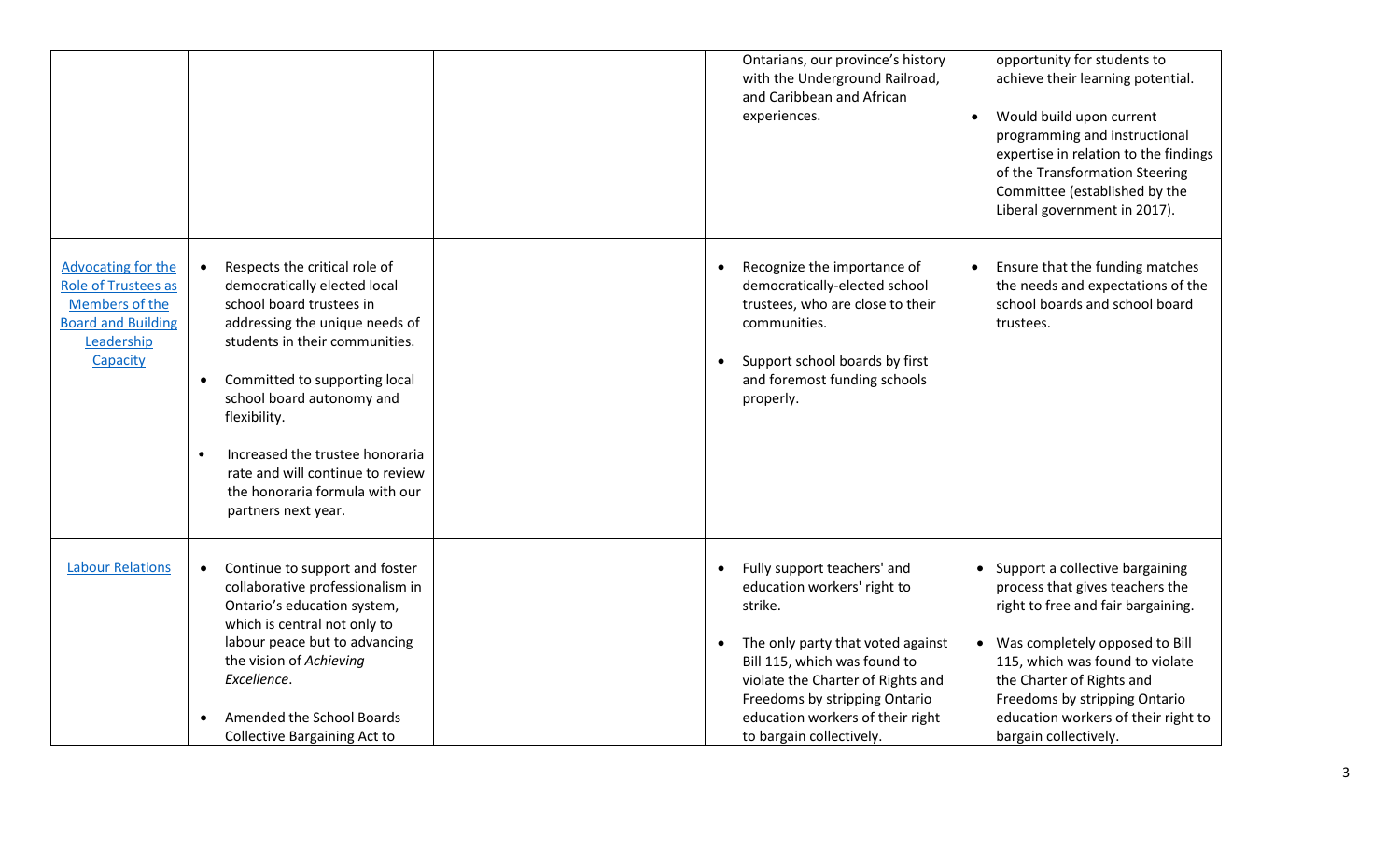| | | | | |
|---|---|---|---|---|
| | | | Ontarians, our province's history with the Underground Railroad, and Caribbean and African experiences. | opportunity for students to achieve their learning potential.<br><br>• Would build upon current programming and instructional expertise in relation to the findings of the Transformation Steering Committee (established by the Liberal government in 2017). |
| Advocating for the Role of Trustees as Members of the Board and Building Leadership Capacity | • Respects the critical role of democratically elected local school board trustees in addressing the unique needs of students in their communities.<br><br>• Committed to supporting local school board autonomy and flexibility.<br><br>• Increased the trustee honoraria rate and will continue to review the honoraria formula with our partners next year. | | • Recognize the importance of democratically-elected school trustees, who are close to their communities.<br><br>• Support school boards by first and foremost funding schools properly. | • Ensure that the funding matches the needs and expectations of the school boards and school board trustees. |
| Labour Relations | • Continue to support and foster collaborative professionalism in Ontario's education system, which is central not only to labour peace but to advancing the vision of *Achieving Excellence*.<br><br>• Amended the School Boards Collective Bargaining Act to | | • Fully support teachers' and education workers' right to strike.<br><br>• The only party that voted against Bill 115, which was found to violate the Charter of Rights and Freedoms by stripping Ontario education workers of their right to bargain collectively. | • Support a collective bargaining process that gives teachers the right to free and fair bargaining.<br><br>• Was completely opposed to Bill 115, which was found to violate the Charter of Rights and Freedoms by stripping Ontario education workers of their right to bargain collectively. |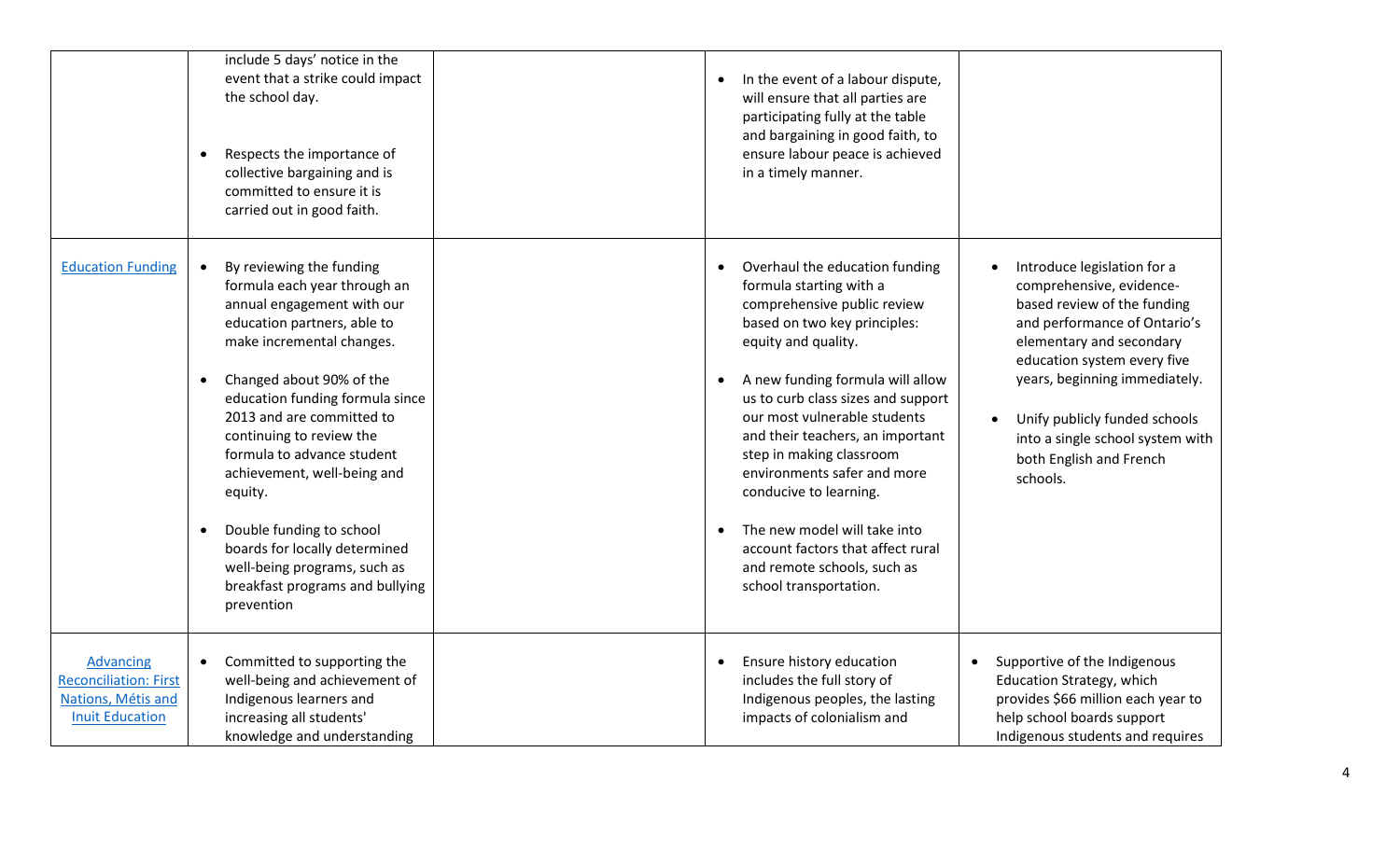| | | | | |
|---|---|---|---|---|
| | include 5 days' notice in the event that a strike could impact the school day.<br><br>• Respects the importance of collective bargaining and is committed to ensure it is carried out in good faith. | | • In the event of a labour dispute, will ensure that all parties are participating fully at the table and bargaining in good faith, to ensure labour peace is achieved in a timely manner. | |
| Education Funding | • By reviewing the funding formula each year through an annual engagement with our education partners, able to make incremental changes.<br><br>• Changed about 90% of the education funding formula since 2013 and are committed to continuing to review the formula to advance student achievement, well-being and equity.<br><br>• Double funding to school boards for locally determined well-being programs, such as breakfast programs and bullying prevention | | • Overhaul the education funding formula starting with a comprehensive public review based on two key principles: equity and quality.<br><br>• A new funding formula will allow us to curb class sizes and support our most vulnerable students and their teachers, an important step in making classroom environments safer and more conducive to learning.<br><br>• The new model will take into account factors that affect rural and remote schools, such as school transportation. | • Introduce legislation for a comprehensive, evidence-based review of the funding and performance of Ontario's elementary and secondary education system every five years, beginning immediately.<br><br>• Unify publicly funded schools into a single school system with both English and French schools. |
| Advancing Reconciliation: First Nations, Métis and Inuit Education | • Committed to supporting the well-being and achievement of Indigenous learners and increasing all students' knowledge and understanding | | • Ensure history education includes the full story of Indigenous peoples, the lasting impacts of colonialism and | • Supportive of the Indigenous Education Strategy, which provides $66 million each year to help school boards support Indigenous students and requires |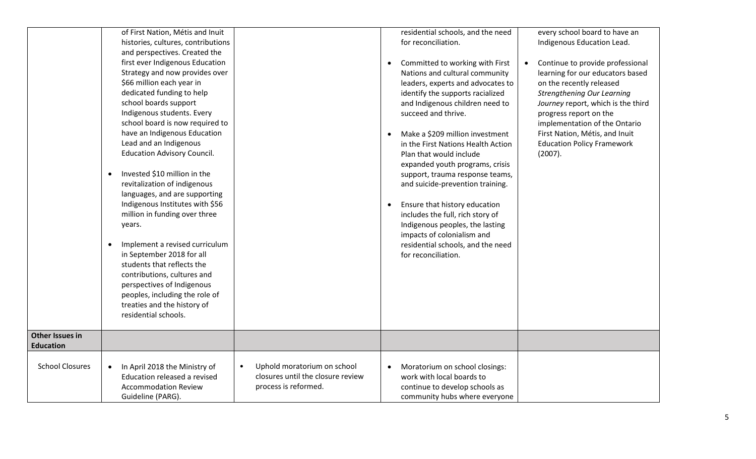| | | | | |
|---|---|---|---|---|
| | of First Nation, Métis and Inuit histories, cultures, contributions and perspectives. Created the first ever Indigenous Education Strategy and now provides over $66 million each year in dedicated funding to help school boards support Indigenous students. Every school board is now required to have an Indigenous Education Lead and an Indigenous Education Advisory Council.<br><br>• Invested $10 million in the revitalization of indigenous languages, and are supporting Indigenous Institutes with $56 million in funding over three years.<br><br>• Implement a revised curriculum in September 2018 for all students that reflects the contributions, cultures and perspectives of Indigenous peoples, including the role of treaties and the history of residential schools. | | residential schools, and the need for reconciliation.<br><br>• Committed to working with First Nations and cultural community leaders, experts and advocates to identify the supports racialized and Indigenous children need to succeed and thrive.<br><br>• Make a $209 million investment in the First Nations Health Action Plan that would include expanded youth programs, crisis support, trauma response teams, and suicide-prevention training.<br><br>• Ensure that history education includes the full, rich story of Indigenous peoples, the lasting impacts of colonialism and residential schools, and the need for reconciliation. | every school board to have an Indigenous Education Lead.<br><br>• Continue to provide professional learning for our educators based on the recently released *Strengthening Our Learning Journey* report, which is the third progress report on the implementation of the Ontario First Nation, Métis, and Inuit Education Policy Framework (2007). |
| **Other Issues in Education** | | | | |
| School Closures | • In April 2018 the Ministry of Education released a revised Accommodation Review Guideline (PARG). | • Uphold moratorium on school closures until the closure review process is reformed. | • Moratorium on school closings: work with local boards to continue to develop schools as community hubs where everyone | |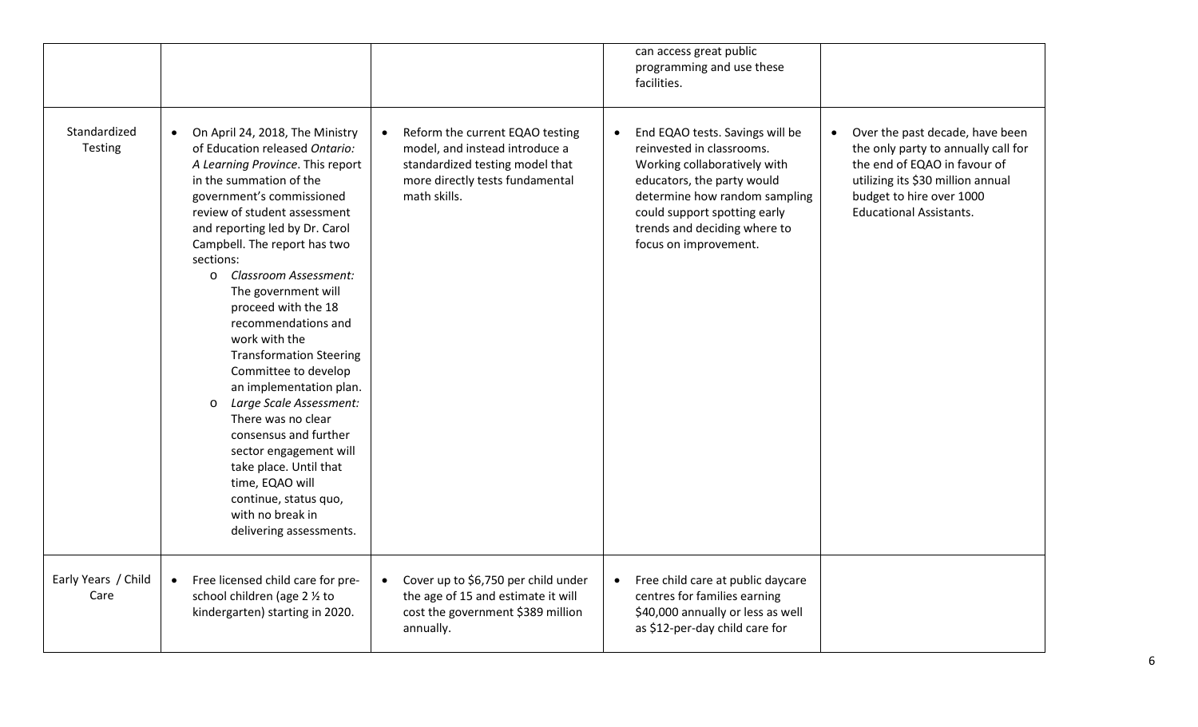| | | | | |
|---|---|---|---|---|
| | | | can access great public programming and use these facilities. | |
| Standardized Testing | • On April 24, 2018, The Ministry of Education released *Ontario: A Learning Province*. This report in the summation of the government's commissioned review of student assessment and reporting led by Dr. Carol Campbell. The report has two sections:<br>o *Classroom Assessment:* The government will proceed with the 18 recommendations and work with the Transformation Steering Committee to develop an implementation plan.<br>o *Large Scale Assessment:* There was no clear consensus and further sector engagement will take place. Until that time, EQAO will continue, status quo, with no break in delivering assessments. | • Reform the current EQAO testing model, and instead introduce a standardized testing model that more directly tests fundamental math skills. | • End EQAO tests. Savings will be reinvested in classrooms. Working collaboratively with educators, the party would determine how random sampling could support spotting early trends and deciding where to focus on improvement. | • Over the past decade, have been the only party to annually call for the end of EQAO in favour of utilizing its $30 million annual budget to hire over 1000 Educational Assistants. |
| Early Years / Child Care | • Free licensed child care for pre-school children (age 2 ½ to kindergarten) starting in 2020. | • Cover up to $6,750 per child under the age of 15 and estimate it will cost the government $389 million annually. | • Free child care at public daycare centres for families earning $40,000 annually or less as well as $12-per-day child care for | |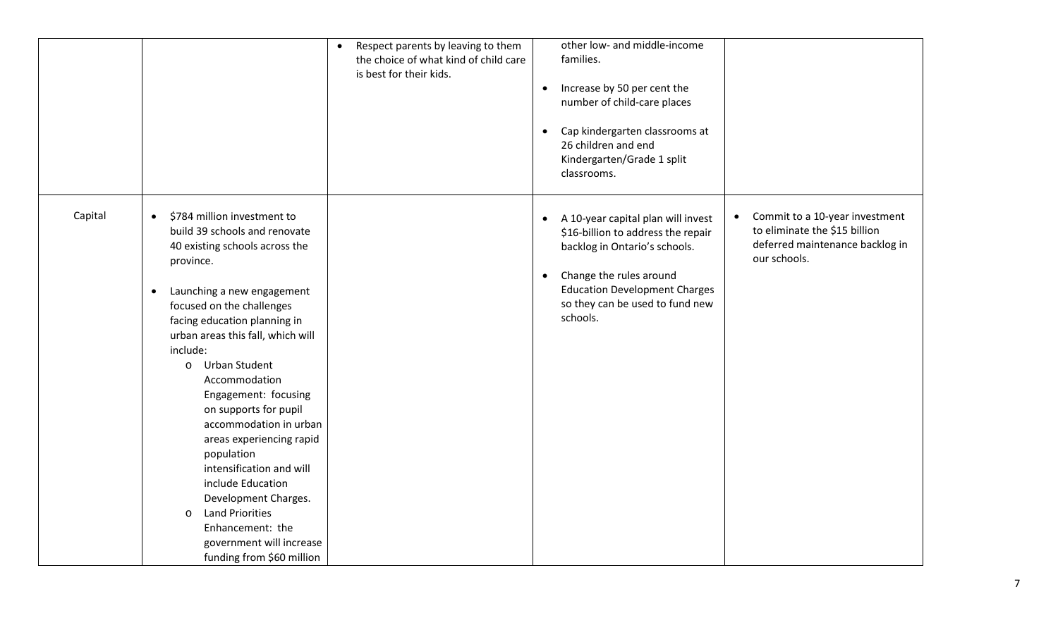| | | | | |
|---|---|---|---|---|
| | | • Respect parents by leaving to them the choice of what kind of child care is best for their kids. | other low- and middle-income families.<br>• Increase by 50 per cent the number of child-care places<br>• Cap kindergarten classrooms at 26 children and end Kindergarten/Grade 1 split classrooms. | |
| Capital | • $784 million investment to build 39 schools and renovate 40 existing schools across the province.<br>• Launching a new engagement focused on the challenges facing education planning in urban areas this fall, which will include:<br>  o Urban Student Accommodation Engagement: focusing on supports for pupil accommodation in urban areas experiencing rapid population intensification and will include Education Development Charges.<br>  o Land Priorities Enhancement: the government will increase funding from $60 million | | • A 10-year capital plan will invest $16-billion to address the repair backlog in Ontario's schools.<br>• Change the rules around Education Development Charges so they can be used to fund new schools. | • Commit to a 10-year investment to eliminate the $15 billion deferred maintenance backlog in our schools. |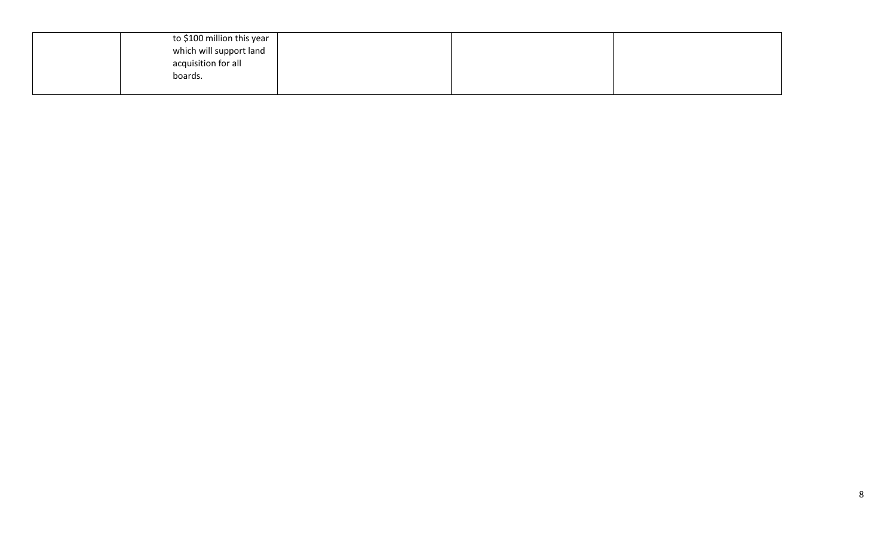| | | | | |
|---|---|---|---|---|
| | to $100 million this year which will support land acquisition for all boards. | | | |